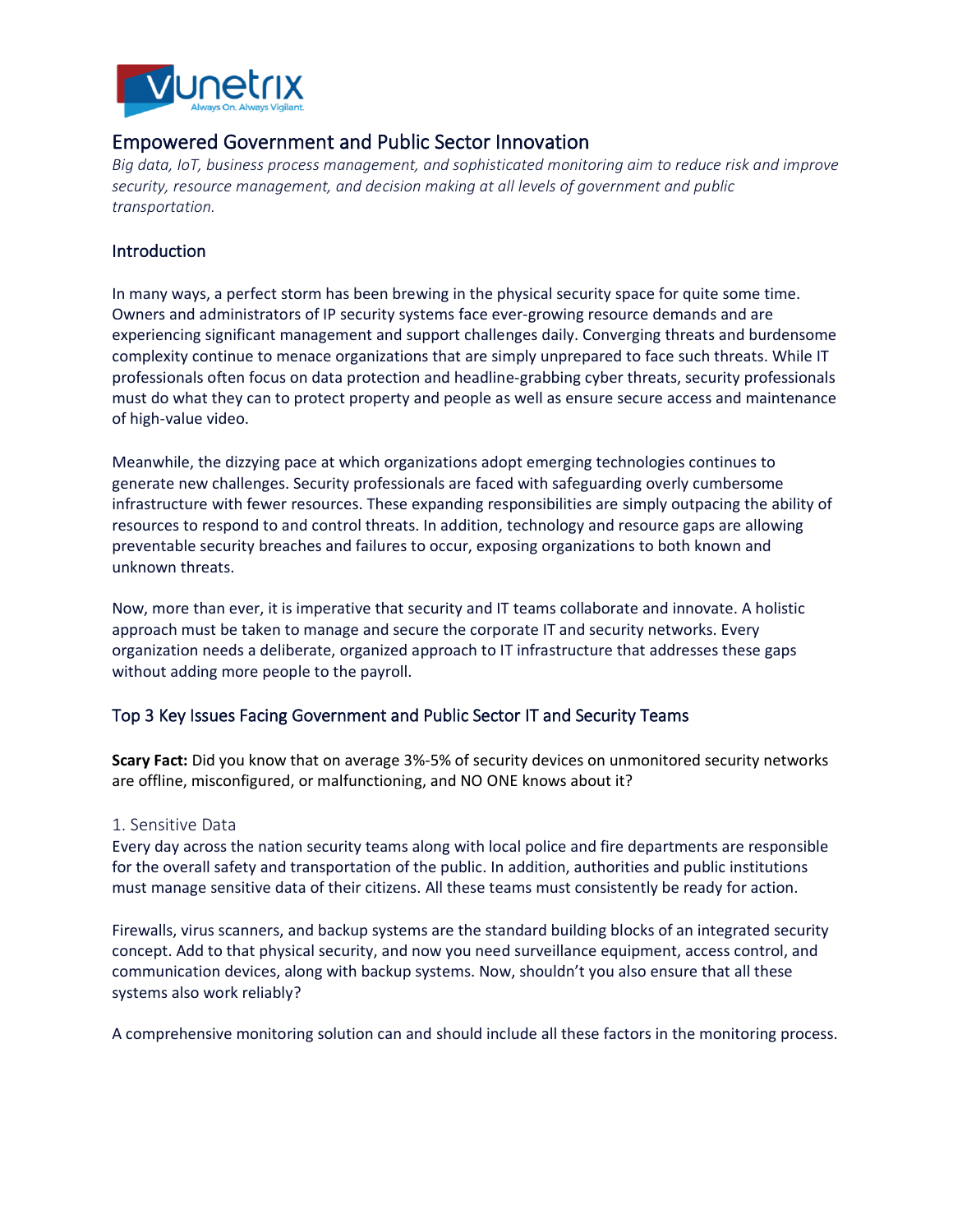# Empowered Government and Public Sector Innovation

*Big data, IoT, business process management, and sophisticated monitoring aim to reduce risk and improve security, resource management, and decision making at all levels of government and public transportation.*

## Introduction

In many ways, a perfect storm has been brewing in the physical security space for quite some time. Owners and administrators of IP security systems face ever-growing resource demands and are experiencing significant management and support challenges daily. Converging threats and burdensome complexity continue to menace organizations that are simply unprepared to face such threats. While IT professionals often focus on data protection and headline-grabbing cyber threats, security professionals must do what they can to protect property and people as well as ensure secure access and maintenance of high-value video.

Meanwhile, the dizzying pace at which organizations adopt emerging technologies continues to generate new challenges. Security professionals are faced with safeguarding overly cumbersome infrastructure with fewer resources. These expanding responsibilities are simply outpacing the ability of resources to respond to and control threats. In addition, technology and resource gaps are allowing preventable security breaches and failures to occur, exposing organizations to both known and unknown threats.

Now, more than ever, it is imperative that security and IT teams collaborate and innovate. A holistic approach must be taken to manage and secure the corporate IT and security networks. Every organization needs a deliberate, organized approach to IT infrastructure that addresses these gaps without adding more people to the payroll.

## Top 3 Key Issues Facing Government and Public Sector IT and Security Teams

**Scary Fact:** Did you know that on average 3%-5% of security devices on unmonitored security networks are offline, misconfigured, or malfunctioning, and NO ONE knows about it?

### 1. Sensitive Data

Every day across the nation security teams along with local police and fire departments are responsible for the overall safety and transportation of the public. In addition, authorities and public institutions must manage sensitive data of their citizens. All these teams must consistently be ready for action.

Firewalls, virus scanners, and backup systems are the standard building blocks of an integrated security concept. Add to that physical security, and now you need surveillance equipment, access control, and communication devices, along with backup systems. Now, shouldn't you also ensure that all these systems also work reliably?

A comprehensive monitoring solution can and should include all these factors in the monitoring process.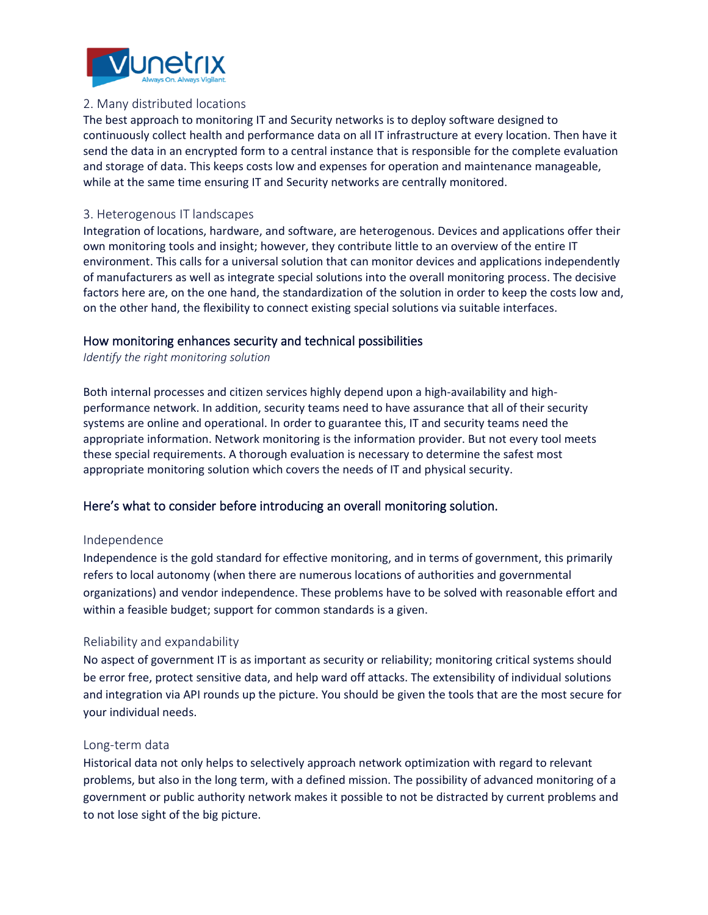### 2. Many distributed locations

The best approach to monitoring IT and Security networks is to deploy software designed to continuously collect health and performance data on all IT infrastructure at every location. Then have it send the data in an encrypted form to a central instance that is responsible for the complete evaluation and storage of data. This keeps costs low and expenses for operation and maintenance manageable, while at the same time ensuring IT and Security networks are centrally monitored.

### 3. Heterogenous IT landscapes

Integration of locations, hardware, and software, are heterogenous. Devices and applications offer their own monitoring tools and insight; however, they contribute little to an overview of the entire IT environment. This calls for a universal solution that can monitor devices and applications independently of manufacturers as well as integrate special solutions into the overall monitoring process. The decisive factors here are, on the one hand, the standardization of the solution in order to keep the costs low and, on the other hand, the flexibility to connect existing special solutions via suitable interfaces.

## How monitoring enhances security and technical possibilities

*Identify the right monitoring solution*

Both internal processes and citizen services highly depend upon a high-availability and high-performance network. In addition, security teams need to have assurance that all of their security systems are online and operational. In order to guarantee this, IT and security teams need the appropriate information. Network monitoring is the information provider. But not every tool meets these special requirements. A thorough evaluation is necessary to determine the safest most appropriate monitoring solution which covers the needs of IT and physical security.

## Here's what to consider before introducing an overall monitoring solution.

### Independence

Independence is the gold standard for effective monitoring, and in terms of government, this primarily refers to local autonomy (when there are numerous locations of authorities and governmental organizations) and vendor independence. These problems have to be solved with reasonable effort and within a feasible budget; support for common standards is a given.

### Reliability and expandability

No aspect of government IT is as important as security or reliability; monitoring critical systems should be error free, protect sensitive data, and help ward off attacks. The extensibility of individual solutions and integration via API rounds up the picture. You should be given the tools that are the most secure for your individual needs.

### Long-term data

Historical data not only helps to selectively approach network optimization with regard to relevant problems, but also in the long term, with a defined mission. The possibility of advanced monitoring of a government or public authority network makes it possible to not be distracted by current problems and to not lose sight of the big picture.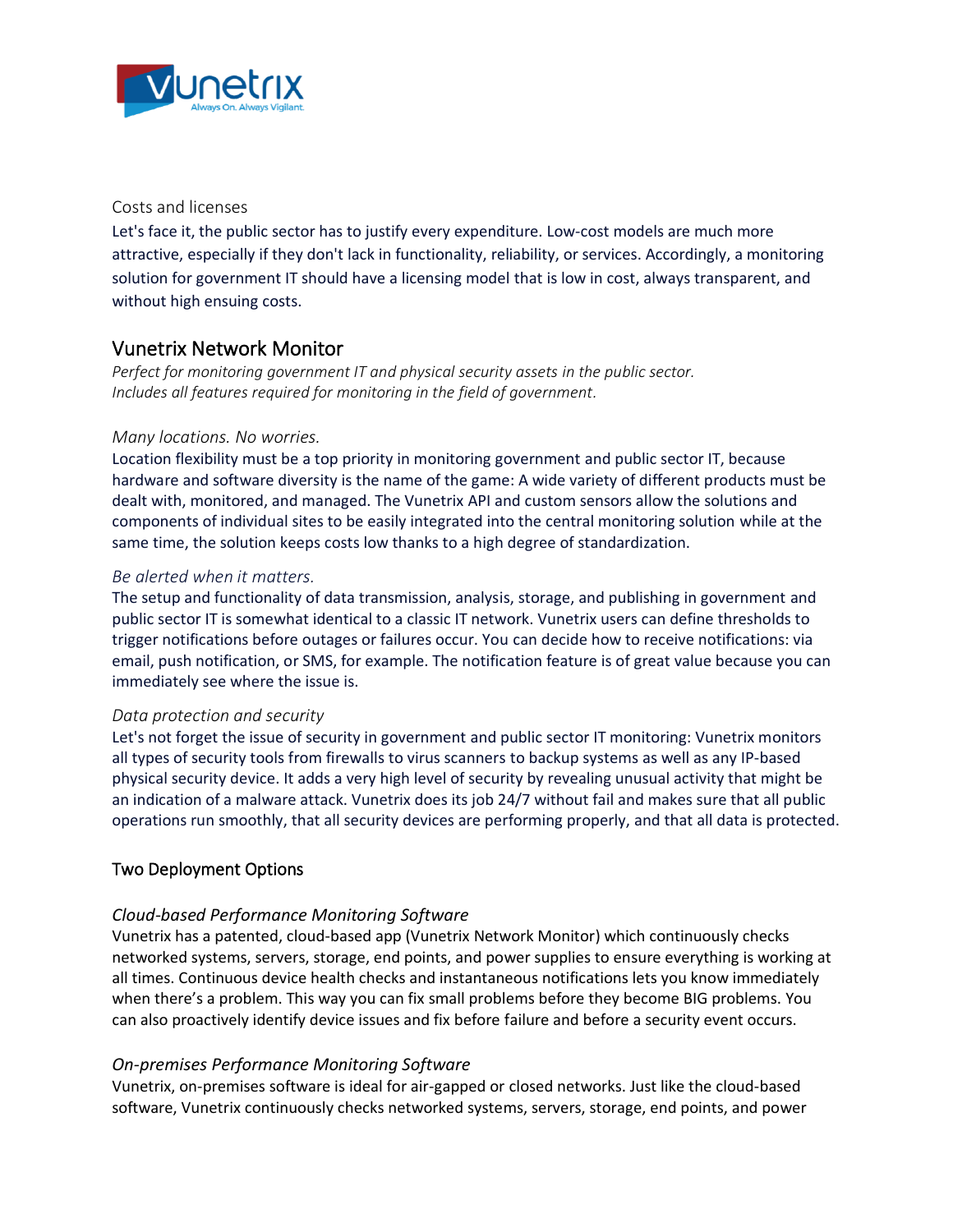Costs and licenses

Let's face it, the public sector has to justify every expenditure. Low-cost models are much more attractive, especially if they don't lack in functionality, reliability, or services. Accordingly, a monitoring solution for government IT should have a licensing model that is low in cost, always transparent, and without high ensuing costs.

## Vunetrix Network Monitor

*Perfect for monitoring government IT and physical security assets in the public sector.*
*Includes all features required for monitoring in the field of government.*

*Many locations. No worries.*

Location flexibility must be a top priority in monitoring government and public sector IT, because hardware and software diversity is the name of the game: A wide variety of different products must be dealt with, monitored, and managed. The Vunetrix API and custom sensors allow the solutions and components of individual sites to be easily integrated into the central monitoring solution while at the same time, the solution keeps costs low thanks to a high degree of standardization.

*Be alerted when it matters.*

The setup and functionality of data transmission, analysis, storage, and publishing in government and public sector IT is somewhat identical to a classic IT network. Vunetrix users can define thresholds to trigger notifications before outages or failures occur. You can decide how to receive notifications: via email, push notification, or SMS, for example. The notification feature is of great value because you can immediately see where the issue is.

*Data protection and security*

Let's not forget the issue of security in government and public sector IT monitoring: Vunetrix monitors all types of security tools from firewalls to virus scanners to backup systems as well as any IP-based physical security device. It adds a very high level of security by revealing unusual activity that might be an indication of a malware attack. Vunetrix does its job 24/7 without fail and makes sure that all public operations run smoothly, that all security devices are performing properly, and that all data is protected.

### Two Deployment Options

*Cloud-based Performance Monitoring Software*

Vunetrix has a patented, cloud-based app (Vunetrix Network Monitor) which continuously checks networked systems, servers, storage, end points, and power supplies to ensure everything is working at all times. Continuous device health checks and instantaneous notifications lets you know immediately when there's a problem. This way you can fix small problems before they become BIG problems. You can also proactively identify device issues and fix before failure and before a security event occurs.

*On-premises Performance Monitoring Software*

Vunetrix, on-premises software is ideal for air-gapped or closed networks. Just like the cloud-based software, Vunetrix continuously checks networked systems, servers, storage, end points, and power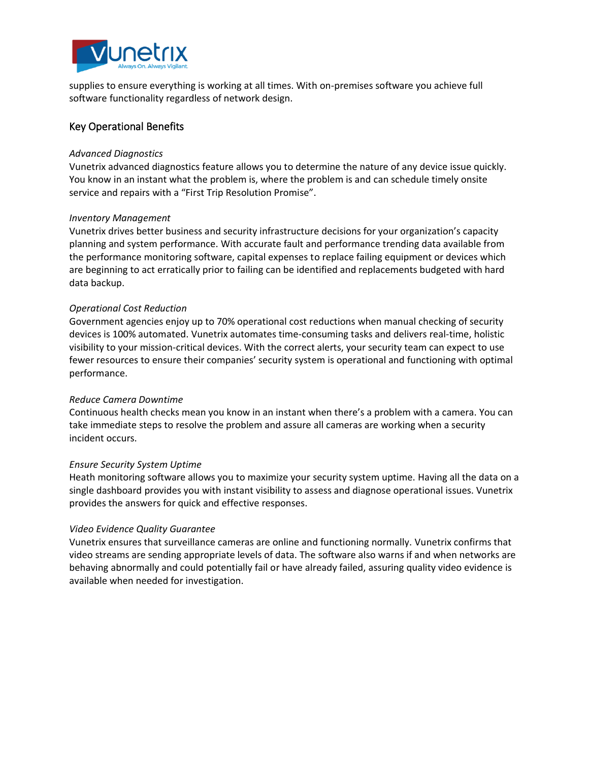supplies to ensure everything is working at all times. With on-premises software you achieve full software functionality regardless of network design.

## Key Operational Benefits

*Advanced Diagnostics*

Vunetrix advanced diagnostics feature allows you to determine the nature of any device issue quickly. You know in an instant what the problem is, where the problem is and can schedule timely onsite service and repairs with a "First Trip Resolution Promise".

*Inventory Management*

Vunetrix drives better business and security infrastructure decisions for your organization's capacity planning and system performance. With accurate fault and performance trending data available from the performance monitoring software, capital expenses to replace failing equipment or devices which are beginning to act erratically prior to failing can be identified and replacements budgeted with hard data backup.

*Operational Cost Reduction*

Government agencies enjoy up to 70% operational cost reductions when manual checking of security devices is 100% automated. Vunetrix automates time-consuming tasks and delivers real-time, holistic visibility to your mission-critical devices. With the correct alerts, your security team can expect to use fewer resources to ensure their companies' security system is operational and functioning with optimal performance.

*Reduce Camera Downtime*

Continuous health checks mean you know in an instant when there's a problem with a camera. You can take immediate steps to resolve the problem and assure all cameras are working when a security incident occurs.

*Ensure Security System Uptime*

Heath monitoring software allows you to maximize your security system uptime. Having all the data on a single dashboard provides you with instant visibility to assess and diagnose operational issues. Vunetrix provides the answers for quick and effective responses.

*Video Evidence Quality Guarantee*

Vunetrix ensures that surveillance cameras are online and functioning normally. Vunetrix confirms that video streams are sending appropriate levels of data. The software also warns if and when networks are behaving abnormally and could potentially fail or have already failed, assuring quality video evidence is available when needed for investigation.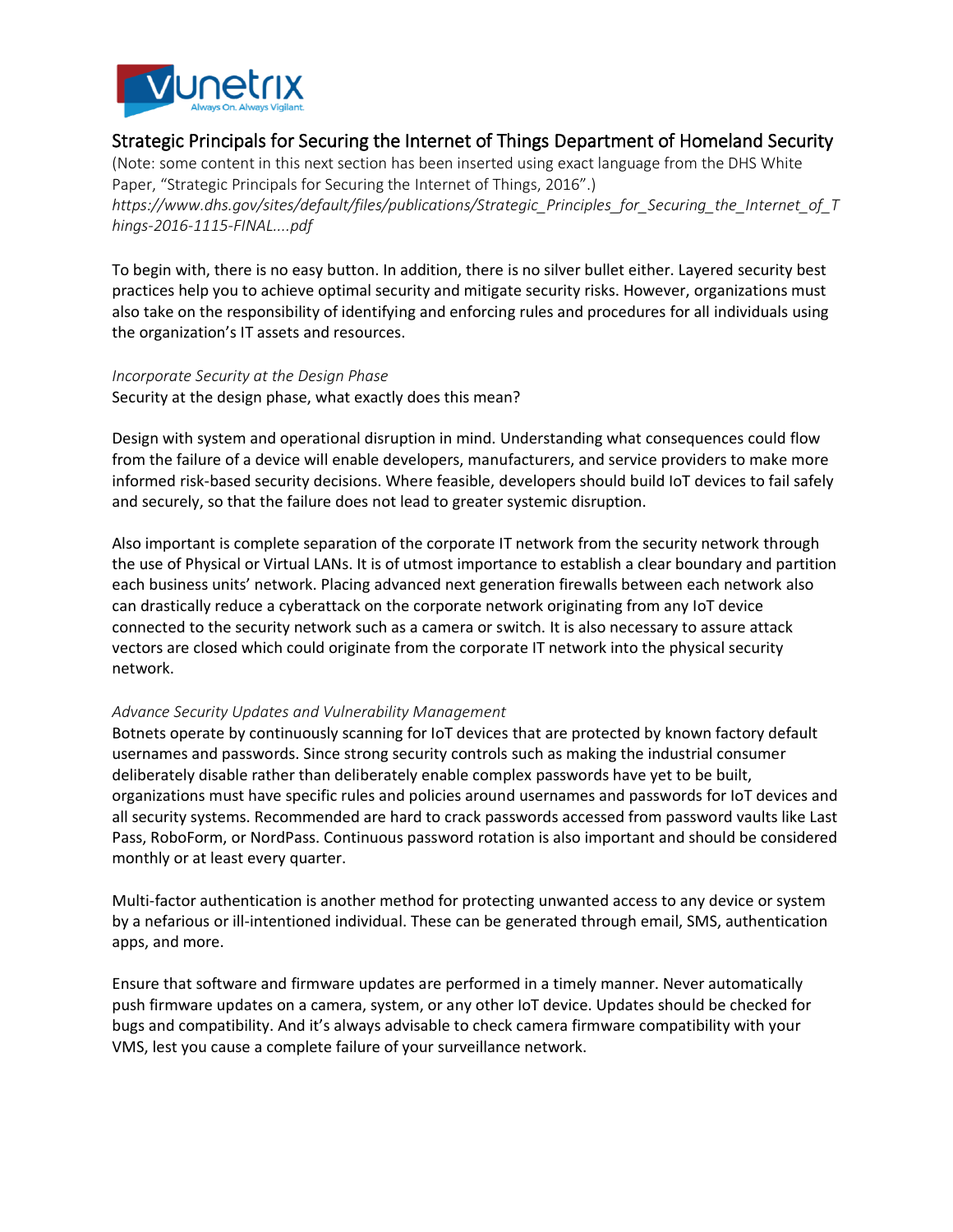## Strategic Principals for Securing the Internet of Things Department of Homeland Security

(Note: some content in this next section has been inserted using exact language from the DHS White Paper, "Strategic Principals for Securing the Internet of Things, 2016".)
*https://www.dhs.gov/sites/default/files/publications/Strategic_Principles_for_Securing_the_Internet_of_Things-2016-1115-FINAL....pdf*

To begin with, there is no easy button. In addition, there is no silver bullet either. Layered security best practices help you to achieve optimal security and mitigate security risks. However, organizations must also take on the responsibility of identifying and enforcing rules and procedures for all individuals using the organization's IT assets and resources.

### *Incorporate Security at the Design Phase*

Security at the design phase, what exactly does this mean?

Design with system and operational disruption in mind. Understanding what consequences could flow from the failure of a device will enable developers, manufacturers, and service providers to make more informed risk-based security decisions. Where feasible, developers should build IoT devices to fail safely and securely, so that the failure does not lead to greater systemic disruption.

Also important is complete separation of the corporate IT network from the security network through the use of Physical or Virtual LANs. It is of utmost importance to establish a clear boundary and partition each business units' network. Placing advanced next generation firewalls between each network also can drastically reduce a cyberattack on the corporate network originating from any IoT device connected to the security network such as a camera or switch. It is also necessary to assure attack vectors are closed which could originate from the corporate IT network into the physical security network.

### *Advance Security Updates and Vulnerability Management*

Botnets operate by continuously scanning for IoT devices that are protected by known factory default usernames and passwords. Since strong security controls such as making the industrial consumer deliberately disable rather than deliberately enable complex passwords have yet to be built, organizations must have specific rules and policies around usernames and passwords for IoT devices and all security systems. Recommended are hard to crack passwords accessed from password vaults like Last Pass, RoboForm, or NordPass. Continuous password rotation is also important and should be considered monthly or at least every quarter.

Multi-factor authentication is another method for protecting unwanted access to any device or system by a nefarious or ill-intentioned individual. These can be generated through email, SMS, authentication apps, and more.

Ensure that software and firmware updates are performed in a timely manner. Never automatically push firmware updates on a camera, system, or any other IoT device. Updates should be checked for bugs and compatibility. And it's always advisable to check camera firmware compatibility with your VMS, lest you cause a complete failure of your surveillance network.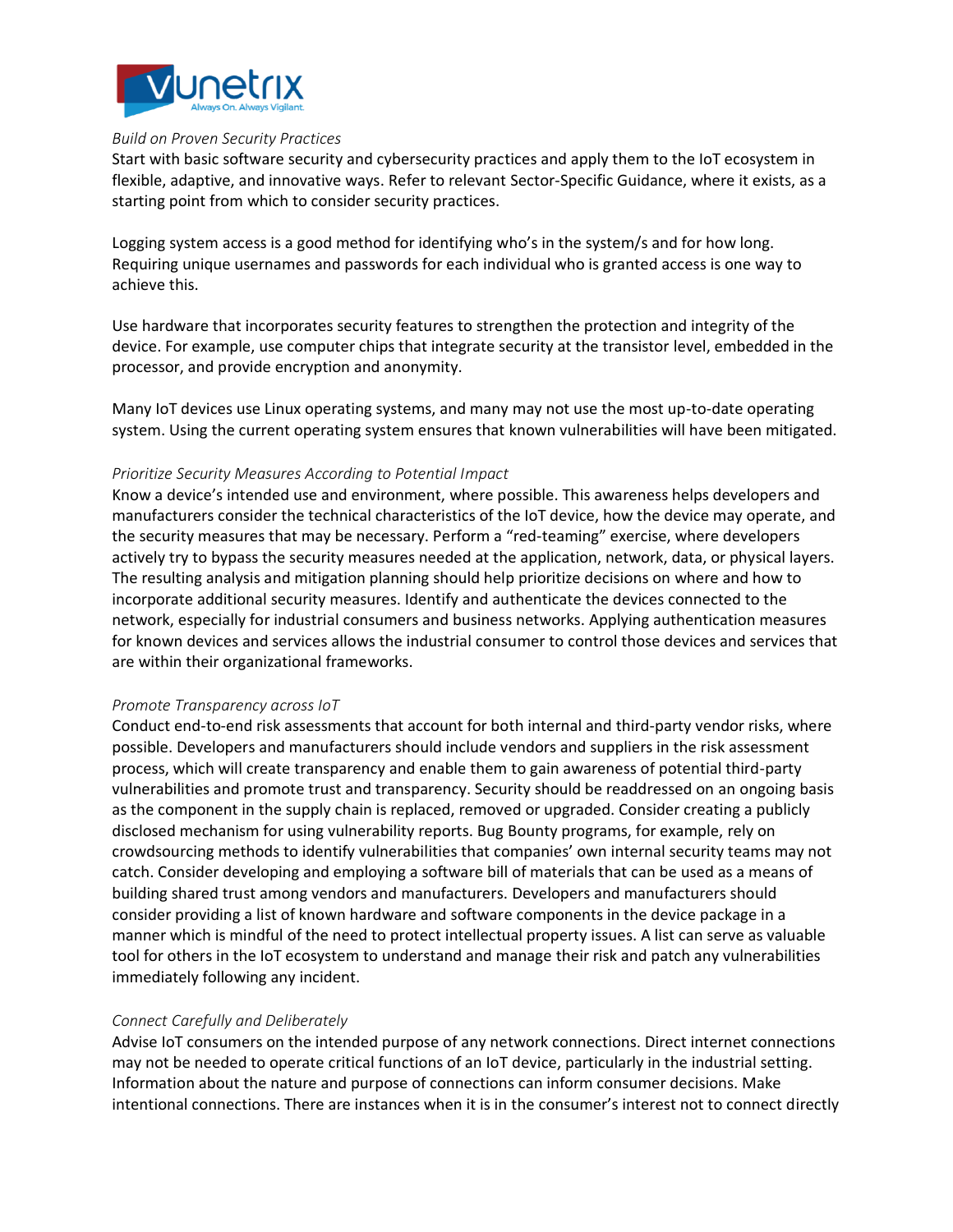*Build on Proven Security Practices*

Start with basic software security and cybersecurity practices and apply them to the IoT ecosystem in flexible, adaptive, and innovative ways. Refer to relevant Sector-Specific Guidance, where it exists, as a starting point from which to consider security practices.

Logging system access is a good method for identifying who's in the system/s and for how long. Requiring unique usernames and passwords for each individual who is granted access is one way to achieve this.

Use hardware that incorporates security features to strengthen the protection and integrity of the device. For example, use computer chips that integrate security at the transistor level, embedded in the processor, and provide encryption and anonymity.

Many IoT devices use Linux operating systems, and many may not use the most up-to-date operating system. Using the current operating system ensures that known vulnerabilities will have been mitigated.

*Prioritize Security Measures According to Potential Impact*

Know a device's intended use and environment, where possible. This awareness helps developers and manufacturers consider the technical characteristics of the IoT device, how the device may operate, and the security measures that may be necessary. Perform a "red-teaming" exercise, where developers actively try to bypass the security measures needed at the application, network, data, or physical layers. The resulting analysis and mitigation planning should help prioritize decisions on where and how to incorporate additional security measures. Identify and authenticate the devices connected to the network, especially for industrial consumers and business networks. Applying authentication measures for known devices and services allows the industrial consumer to control those devices and services that are within their organizational frameworks.

*Promote Transparency across IoT*

Conduct end-to-end risk assessments that account for both internal and third-party vendor risks, where possible. Developers and manufacturers should include vendors and suppliers in the risk assessment process, which will create transparency and enable them to gain awareness of potential third-party vulnerabilities and promote trust and transparency. Security should be readdressed on an ongoing basis as the component in the supply chain is replaced, removed or upgraded. Consider creating a publicly disclosed mechanism for using vulnerability reports. Bug Bounty programs, for example, rely on crowdsourcing methods to identify vulnerabilities that companies' own internal security teams may not catch. Consider developing and employing a software bill of materials that can be used as a means of building shared trust among vendors and manufacturers. Developers and manufacturers should consider providing a list of known hardware and software components in the device package in a manner which is mindful of the need to protect intellectual property issues. A list can serve as valuable tool for others in the IoT ecosystem to understand and manage their risk and patch any vulnerabilities immediately following any incident.

*Connect Carefully and Deliberately*

Advise IoT consumers on the intended purpose of any network connections. Direct internet connections may not be needed to operate critical functions of an IoT device, particularly in the industrial setting. Information about the nature and purpose of connections can inform consumer decisions. Make intentional connections. There are instances when it is in the consumer's interest not to connect directly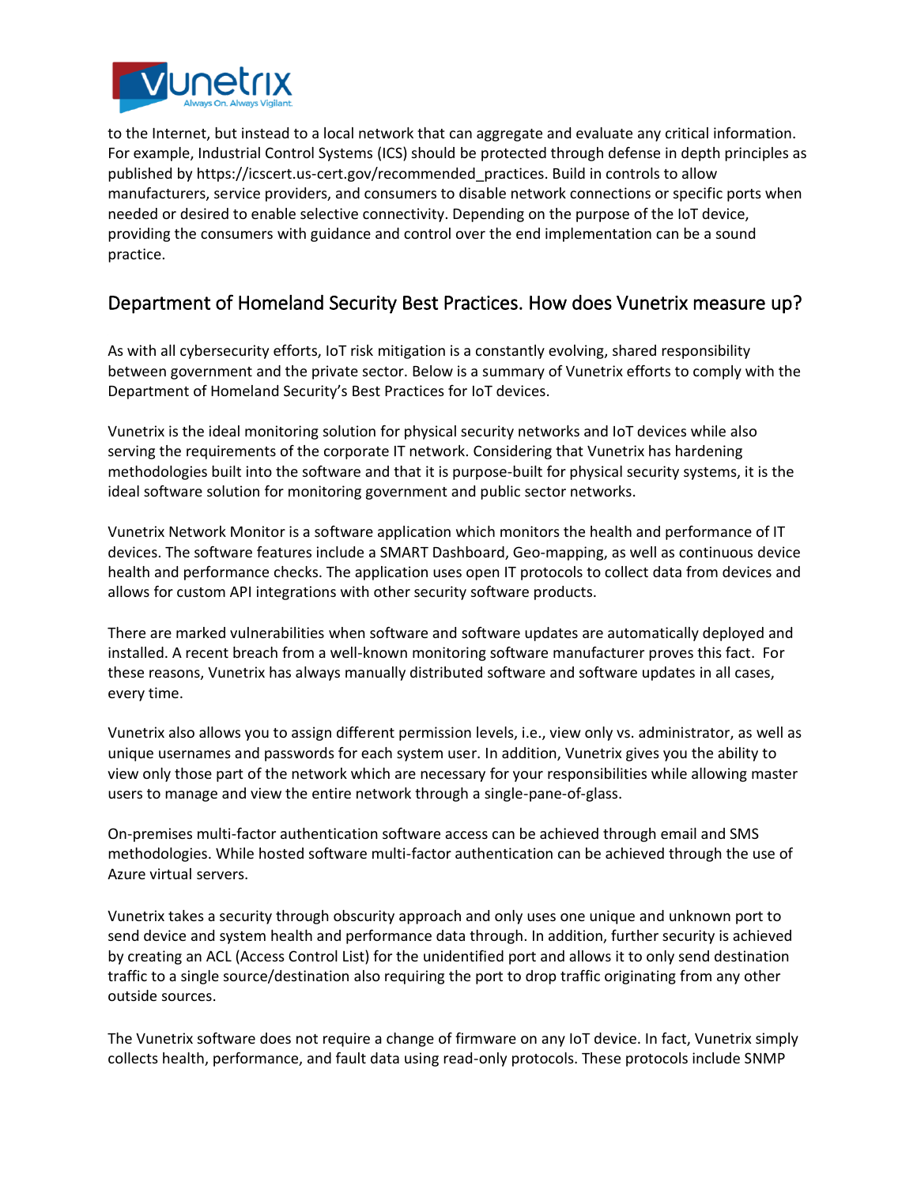to the Internet, but instead to a local network that can aggregate and evaluate any critical information. For example, Industrial Control Systems (ICS) should be protected through defense in depth principles as published by https://icscert.us-cert.gov/recommended_practices. Build in controls to allow manufacturers, service providers, and consumers to disable network connections or specific ports when needed or desired to enable selective connectivity. Depending on the purpose of the IoT device, providing the consumers with guidance and control over the end implementation can be a sound practice.

## Department of Homeland Security Best Practices. How does Vunetrix measure up?

As with all cybersecurity efforts, IoT risk mitigation is a constantly evolving, shared responsibility between government and the private sector. Below is a summary of Vunetrix efforts to comply with the Department of Homeland Security's Best Practices for IoT devices.

Vunetrix is the ideal monitoring solution for physical security networks and IoT devices while also serving the requirements of the corporate IT network. Considering that Vunetrix has hardening methodologies built into the software and that it is purpose-built for physical security systems, it is the ideal software solution for monitoring government and public sector networks.

Vunetrix Network Monitor is a software application which monitors the health and performance of IT devices. The software features include a SMART Dashboard, Geo-mapping, as well as continuous device health and performance checks. The application uses open IT protocols to collect data from devices and allows for custom API integrations with other security software products.

There are marked vulnerabilities when software and software updates are automatically deployed and installed. A recent breach from a well-known monitoring software manufacturer proves this fact. For these reasons, Vunetrix has always manually distributed software and software updates in all cases, every time.

Vunetrix also allows you to assign different permission levels, i.e., view only vs. administrator, as well as unique usernames and passwords for each system user. In addition, Vunetrix gives you the ability to view only those part of the network which are necessary for your responsibilities while allowing master users to manage and view the entire network through a single-pane-of-glass.

On-premises multi-factor authentication software access can be achieved through email and SMS methodologies. While hosted software multi-factor authentication can be achieved through the use of Azure virtual servers.

Vunetrix takes a security through obscurity approach and only uses one unique and unknown port to send device and system health and performance data through. In addition, further security is achieved by creating an ACL (Access Control List) for the unidentified port and allows it to only send destination traffic to a single source/destination also requiring the port to drop traffic originating from any other outside sources.

The Vunetrix software does not require a change of firmware on any IoT device. In fact, Vunetrix simply collects health, performance, and fault data using read-only protocols. These protocols include SNMP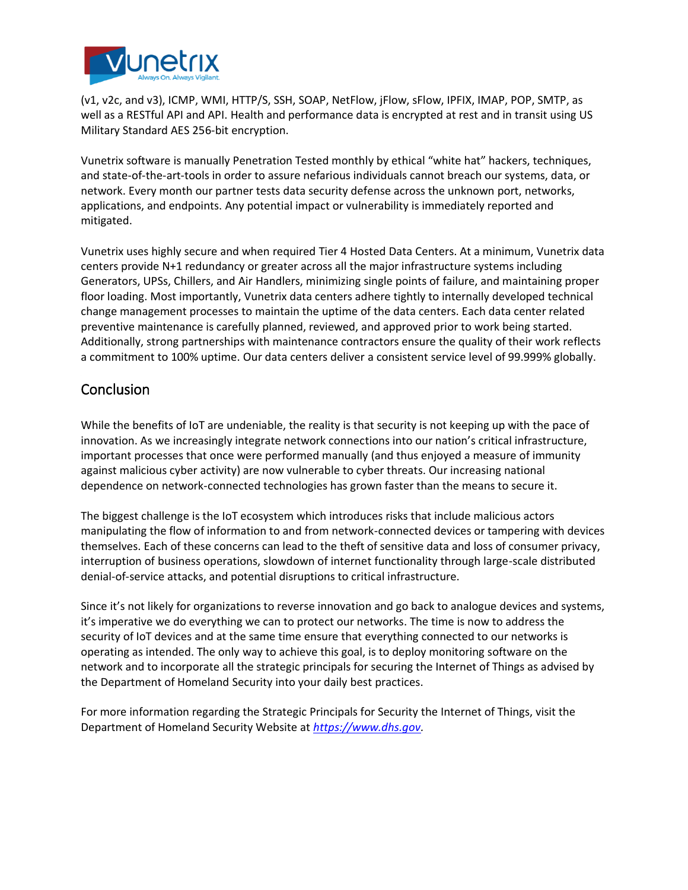(v1, v2c, and v3), ICMP, WMI, HTTP/S, SSH, SOAP, NetFlow, jFlow, sFlow, IPFIX, IMAP, POP, SMTP, as well as a RESTful API and API. Health and performance data is encrypted at rest and in transit using US Military Standard AES 256-bit encryption.

Vunetrix software is manually Penetration Tested monthly by ethical "white hat" hackers, techniques, and state-of-the-art-tools in order to assure nefarious individuals cannot breach our systems, data, or network. Every month our partner tests data security defense across the unknown port, networks, applications, and endpoints. Any potential impact or vulnerability is immediately reported and mitigated.

Vunetrix uses highly secure and when required Tier 4 Hosted Data Centers. At a minimum, Vunetrix data centers provide N+1 redundancy or greater across all the major infrastructure systems including Generators, UPSs, Chillers, and Air Handlers, minimizing single points of failure, and maintaining proper floor loading. Most importantly, Vunetrix data centers adhere tightly to internally developed technical change management processes to maintain the uptime of the data centers. Each data center related preventive maintenance is carefully planned, reviewed, and approved prior to work being started. Additionally, strong partnerships with maintenance contractors ensure the quality of their work reflects a commitment to 100% uptime. Our data centers deliver a consistent service level of 99.999% globally.

## Conclusion

While the benefits of IoT are undeniable, the reality is that security is not keeping up with the pace of innovation. As we increasingly integrate network connections into our nation's critical infrastructure, important processes that once were performed manually (and thus enjoyed a measure of immunity against malicious cyber activity) are now vulnerable to cyber threats. Our increasing national dependence on network-connected technologies has grown faster than the means to secure it.

The biggest challenge is the IoT ecosystem which introduces risks that include malicious actors manipulating the flow of information to and from network-connected devices or tampering with devices themselves. Each of these concerns can lead to the theft of sensitive data and loss of consumer privacy, interruption of business operations, slowdown of internet functionality through large-scale distributed denial-of-service attacks, and potential disruptions to critical infrastructure.

Since it's not likely for organizations to reverse innovation and go back to analogue devices and systems, it's imperative we do everything we can to protect our networks. The time is now to address the security of IoT devices and at the same time ensure that everything connected to our networks is operating as intended. The only way to achieve this goal, is to deploy monitoring software on the network and to incorporate all the strategic principals for securing the Internet of Things as advised by the Department of Homeland Security into your daily best practices.

For more information regarding the Strategic Principals for Security the Internet of Things, visit the Department of Homeland Security Website at *https://www.dhs.gov*.